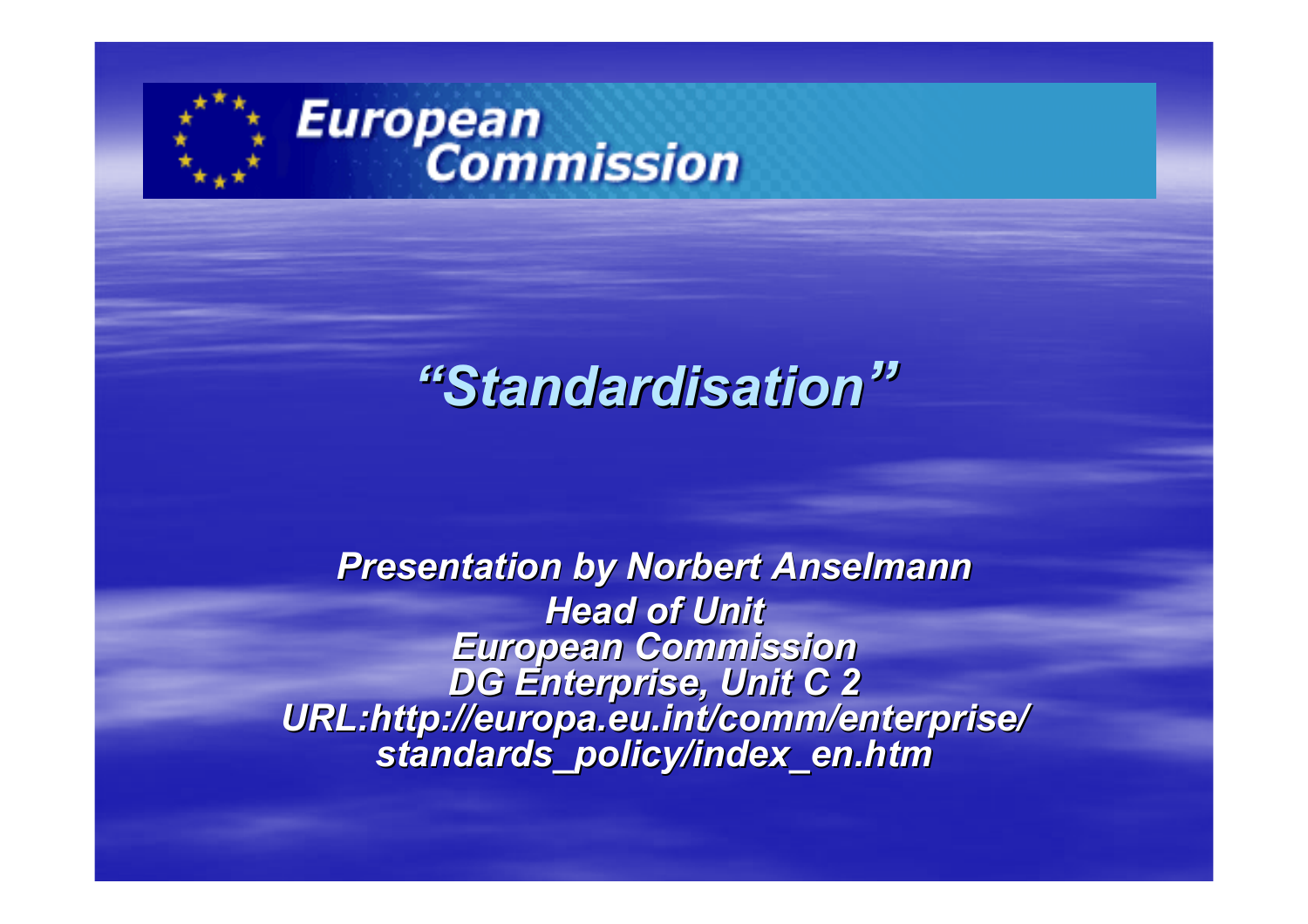European Commission

# *"Standardisation"*

***Presentation by Norbert Anselmann***
***Head of Unit***
***European Commission***
***DG Enterprise, Unit C 2***
***URL:http://europa.eu.int/comm/enterprise/standards_policy/index_en.htm***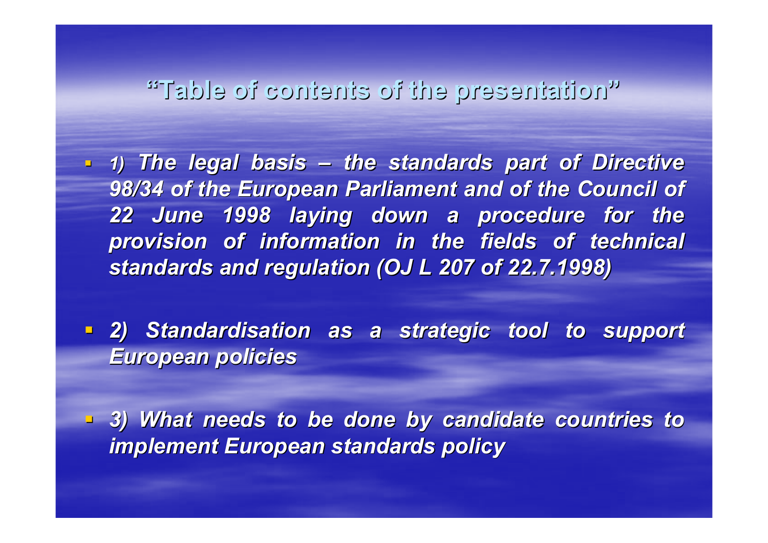# "Table of contents of the presentation"

- *1) The legal basis – the standards part of Directive 98/34 of the European Parliament and of the Council of 22 June 1998 laying down a procedure for the provision of information in the fields of technical standards and regulation (OJ L 207 of 22.7.1998)*

- *2) Standardisation as a strategic tool to support European policies*

- *3) What needs to be done by candidate countries to implement European standards policy*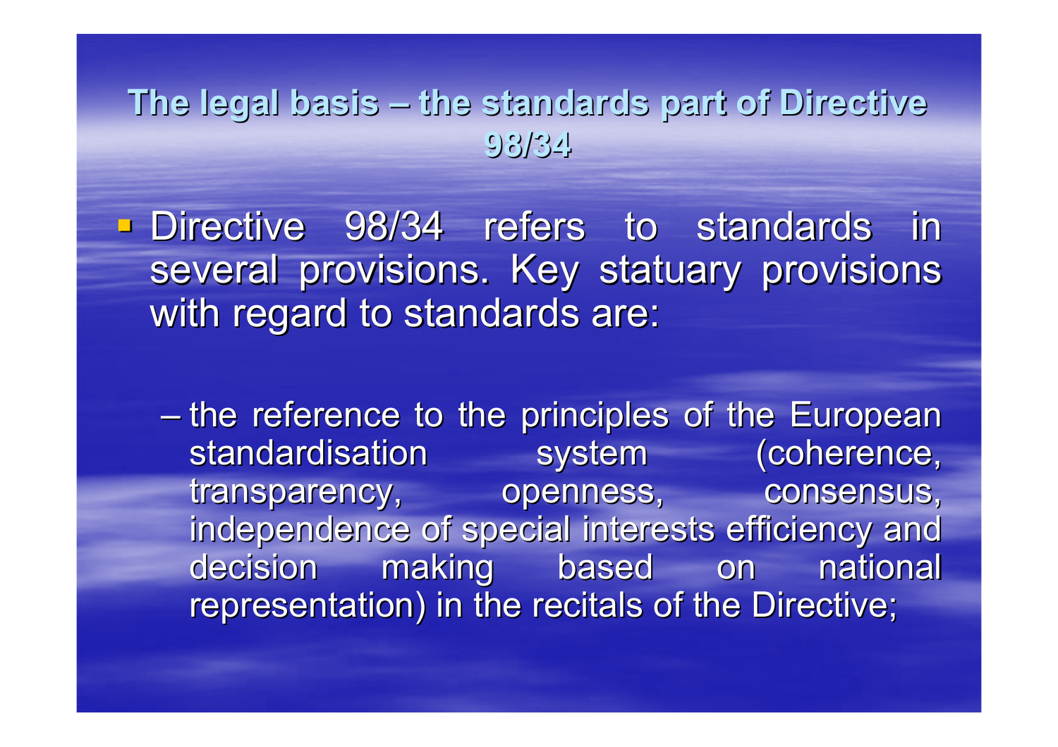## The legal basis – the standards part of Directive 98/34

- Directive 98/34 refers to standards in several provisions. Key statuary provisions with regard to standards are:
  - – the reference to the principles of the European standardisation system (coherence, transparency, openness, consensus, independence of special interests efficiency and decision making based on national representation) in the recitals of the Directive;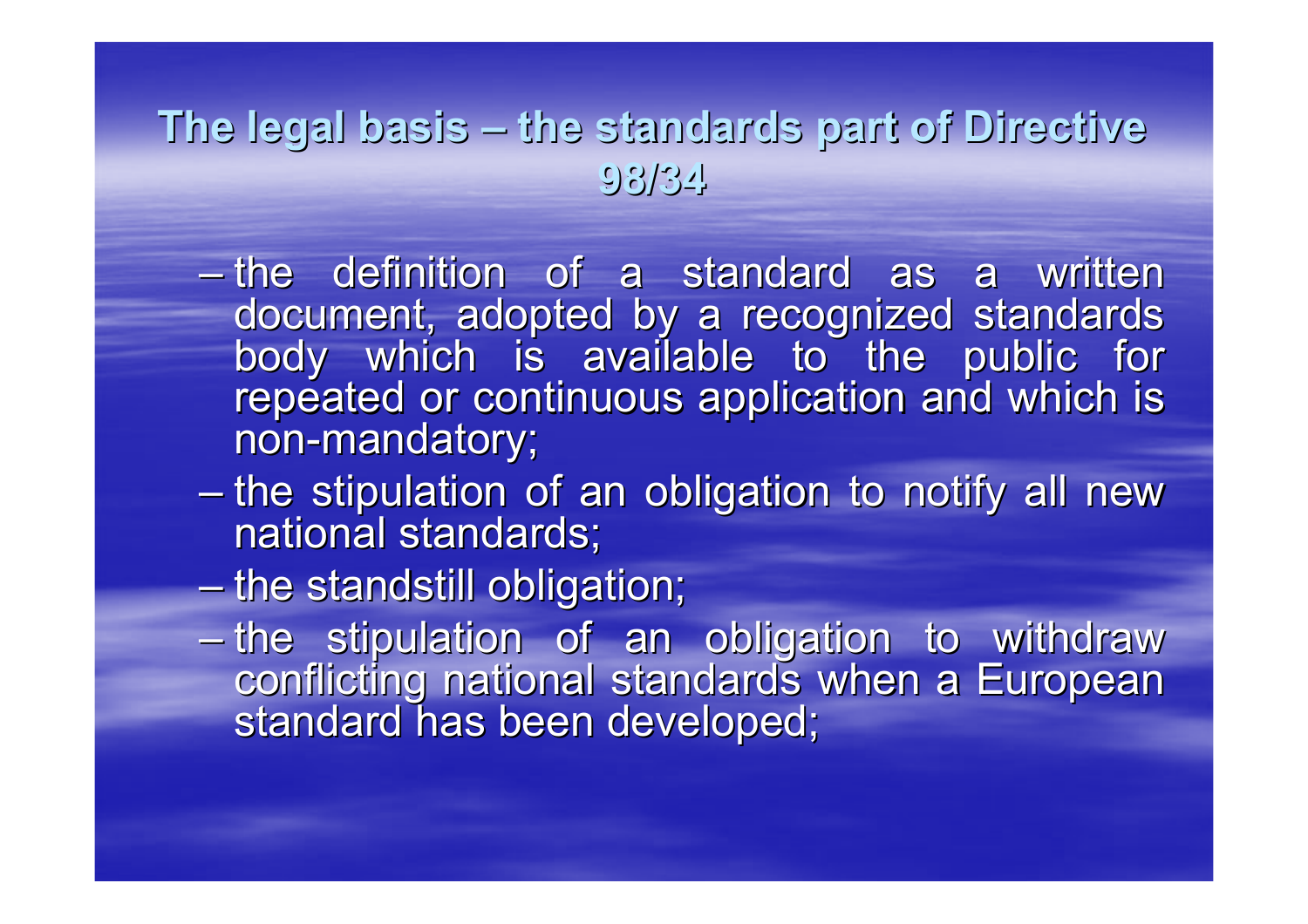## The legal basis – the standards part of Directive 98/34

- the definition of a standard as a written document, adopted by a recognized standards body which is available to the public for repeated or continuous application and which is non-mandatory;
- the stipulation of an obligation to notify all new national standards;
- the standstill obligation;
- the stipulation of an obligation to withdraw conflicting national standards when a European standard has been developed;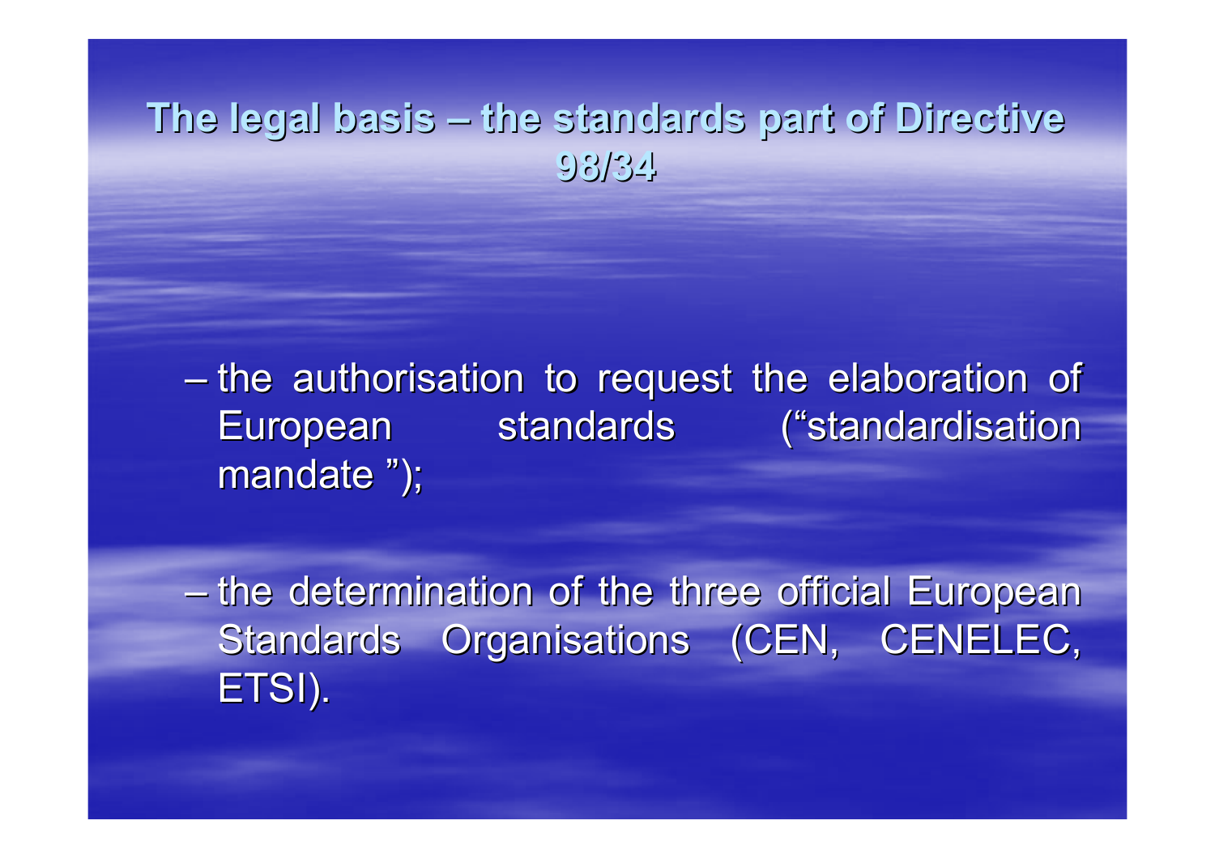# The legal basis – the standards part of Directive 98/34

- the authorisation to request the elaboration of European standards (“standardisation mandate ”);

- the determination of the three official European Standards Organisations (CEN, CENELEC, ETSI).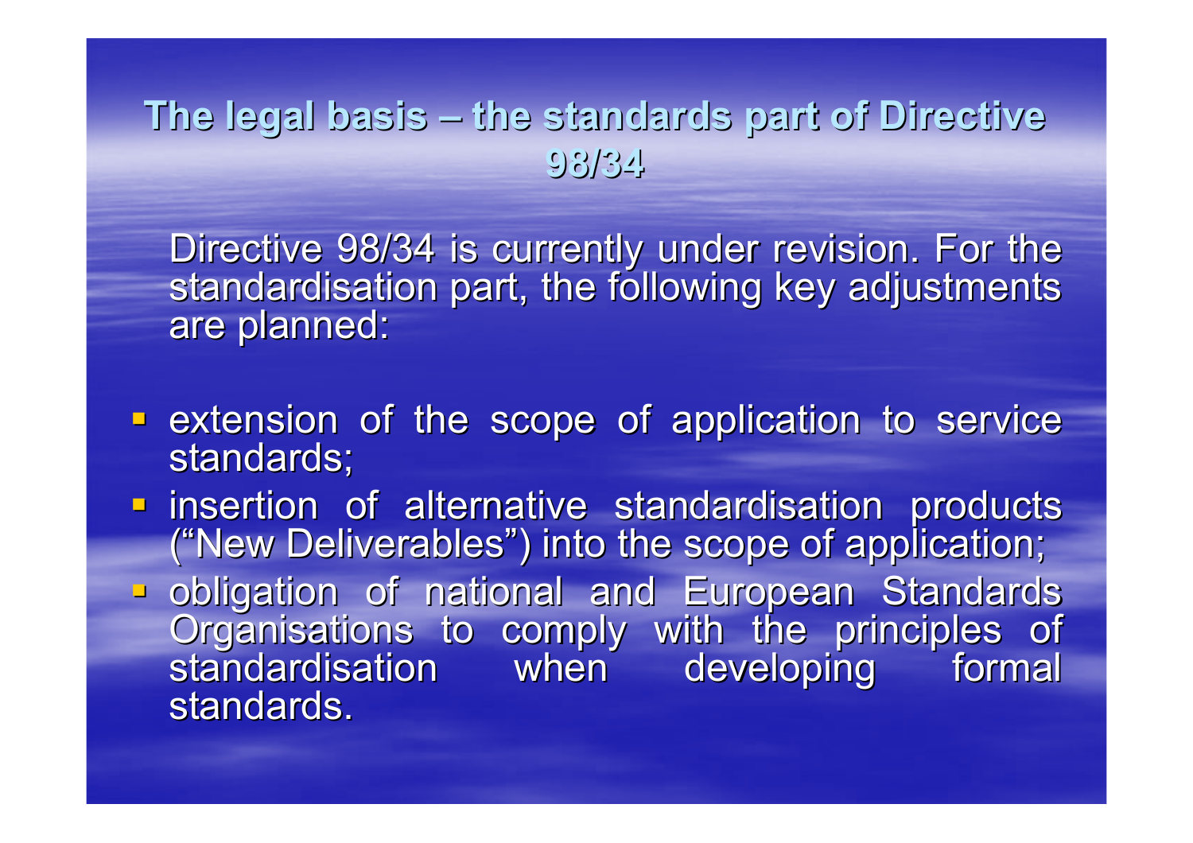## The legal basis – the standards part of Directive 98/34

Directive 98/34 is currently under revision. For the standardisation part, the following key adjustments are planned:

- extension of the scope of application to service standards;
- insertion of alternative standardisation products ("New Deliverables") into the scope of application;
- obligation of national and European Standards Organisations to comply with the principles of standardisation when developing formal standards.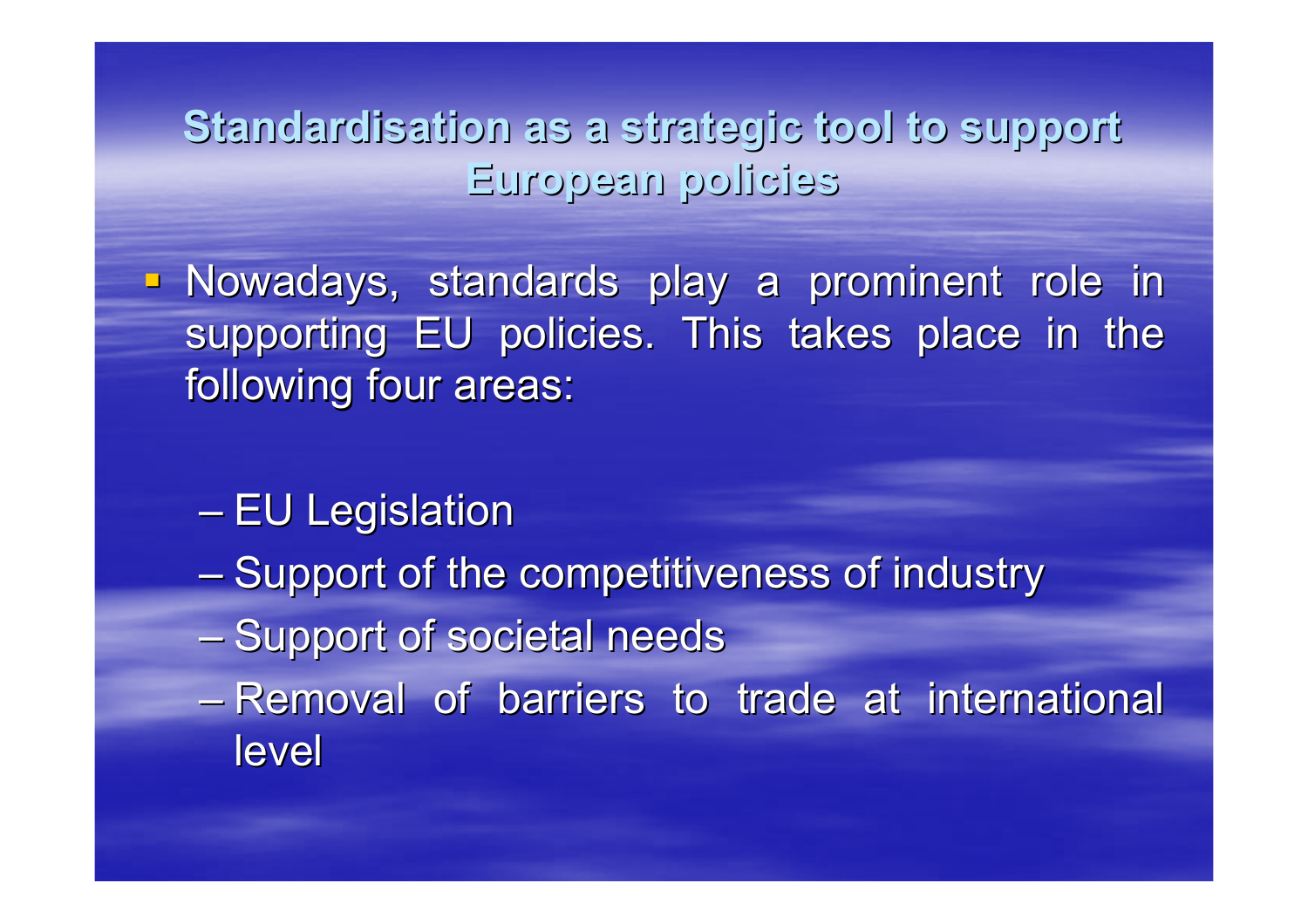# Standardisation as a strategic tool to support European policies

- Nowadays, standards play a prominent role in supporting EU policies. This takes place in the following four areas:
  - EU Legislation
  - Support of the competitiveness of industry
  - Support of societal needs
  - Removal of barriers to trade at international level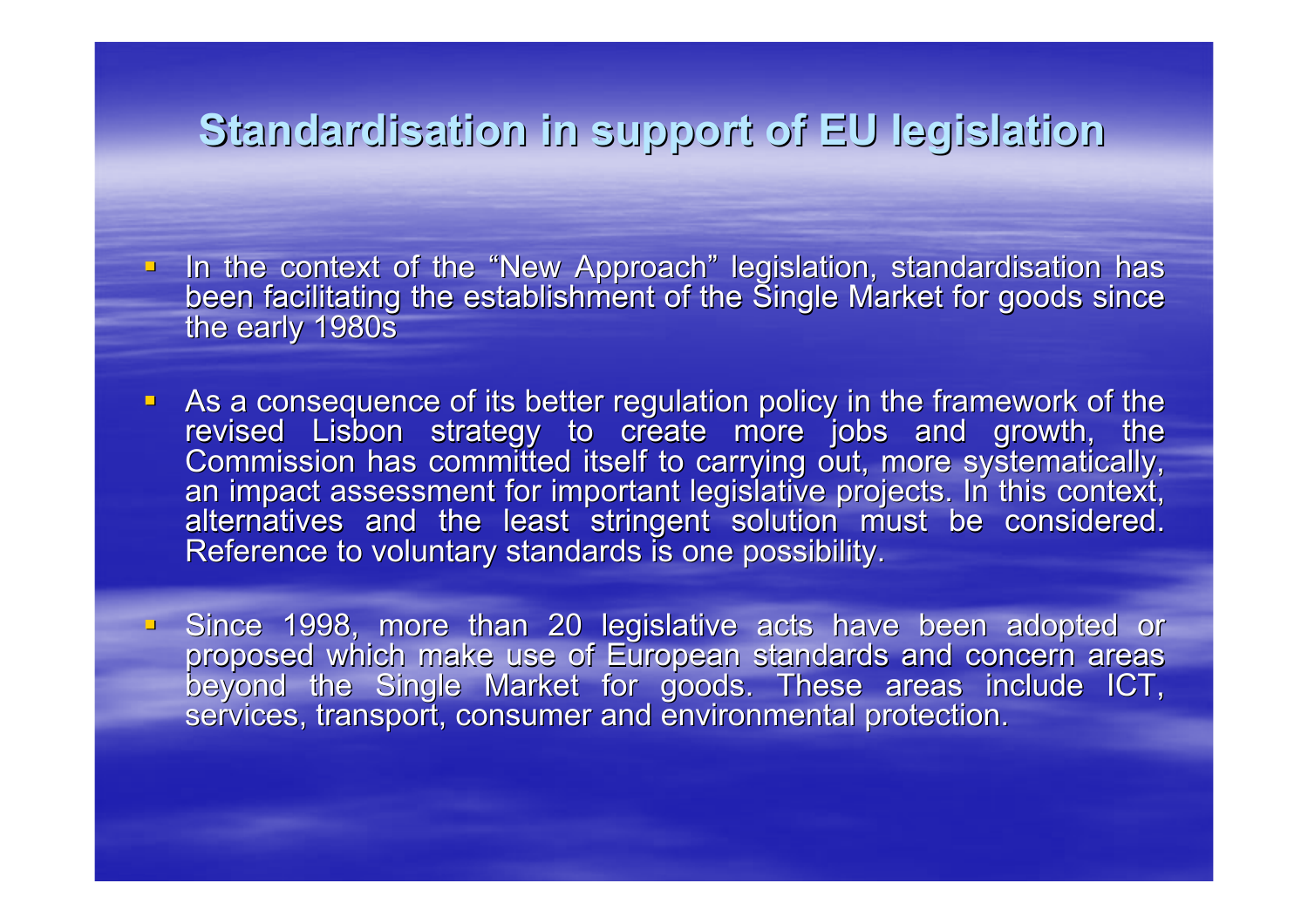# Standardisation in support of EU legislation

- In the context of the "New Approach" legislation, standardisation has been facilitating the establishment of the Single Market for goods since the early 1980s
- As a consequence of its better regulation policy in the framework of the revised Lisbon strategy to create more jobs and growth, the Commission has committed itself to carrying out, more systematically, an impact assessment for important legislative projects. In this context, alternatives and the least stringent solution must be considered. Reference to voluntary standards is one possibility.
- Since 1998, more than 20 legislative acts have been adopted or proposed which make use of European standards and concern areas beyond the Single Market for goods. These areas include ICT, services, transport, consumer and environmental protection.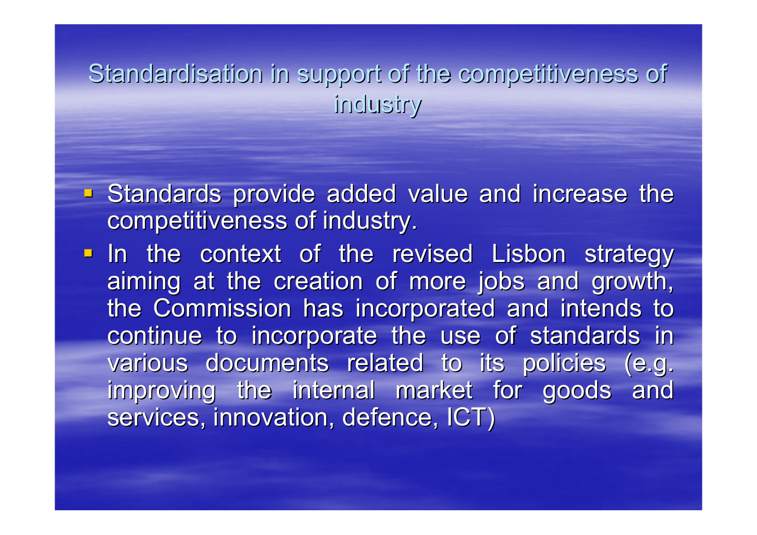# Standardisation in support of the competitiveness of industry

- Standards provide added value and increase the competitiveness of industry.
- In the context of the revised Lisbon strategy aiming at the creation of more jobs and growth, the Commission has incorporated and intends to continue to incorporate the use of standards in various documents related to its policies (e.g. improving the internal market for goods and services, innovation, defence, ICT)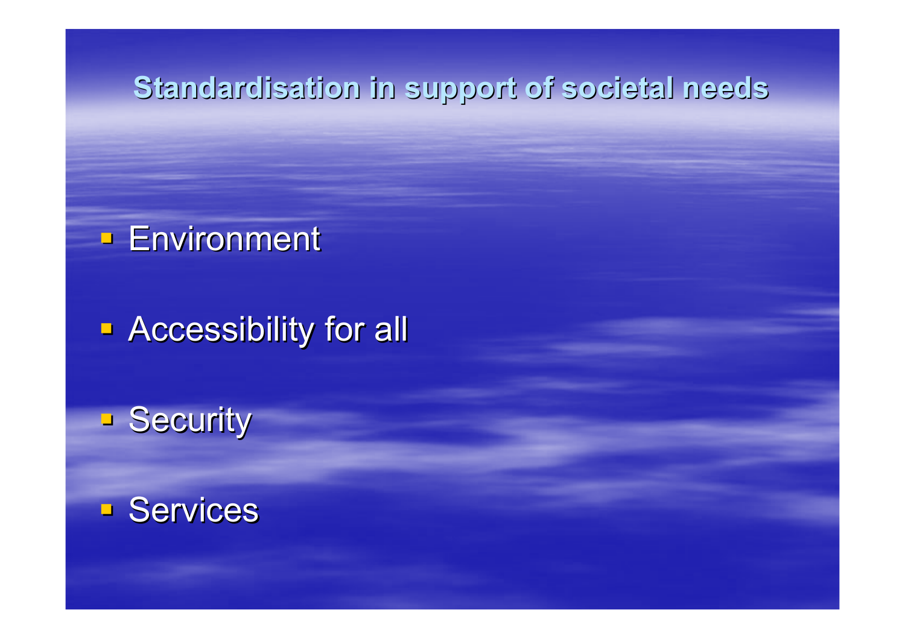# Standardisation in support of societal needs

- Environment
- Accessibility for all
- Security
- Services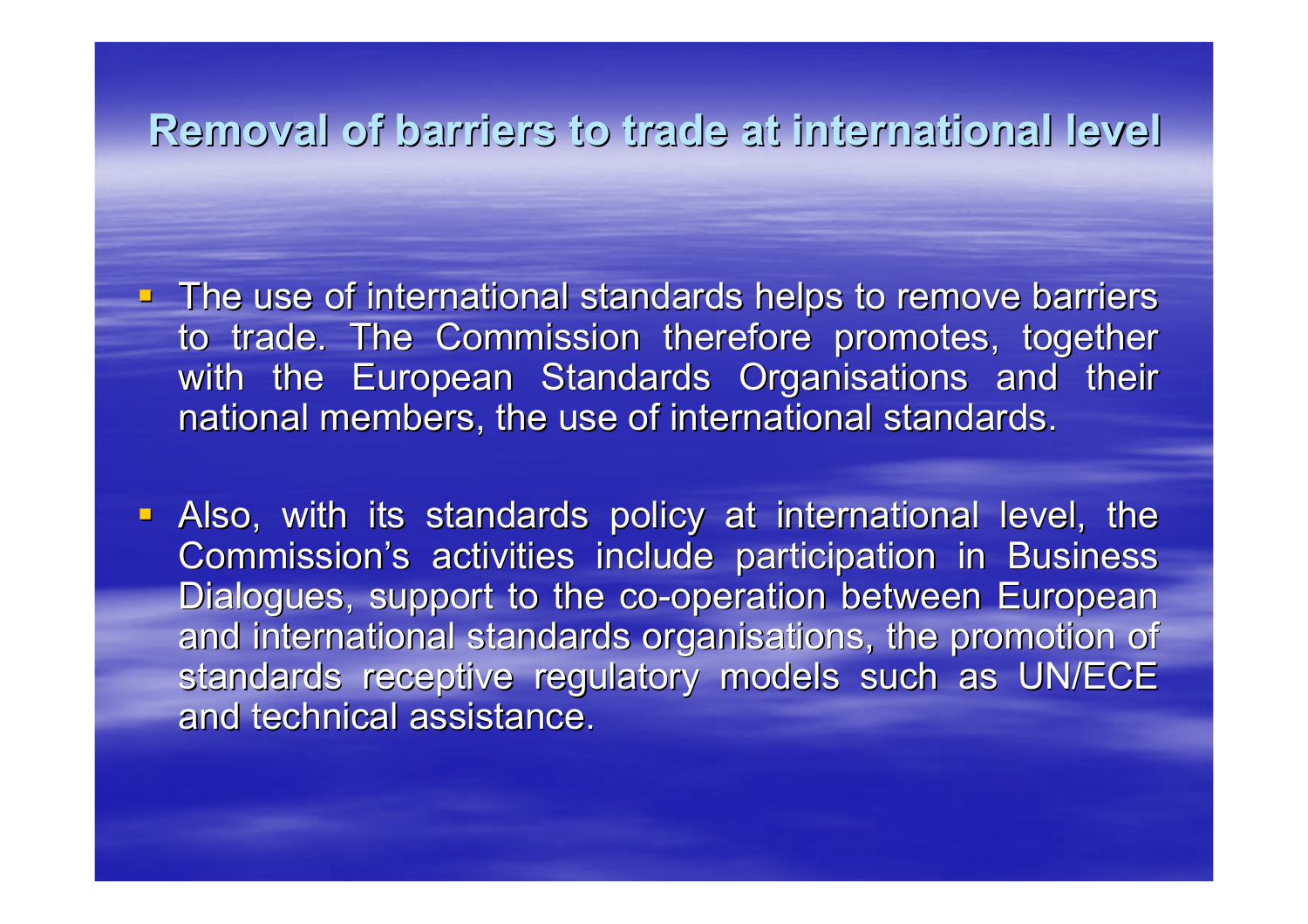# Removal of barriers to trade at international level

- The use of international standards helps to remove barriers to trade. The Commission therefore promotes, together with the European Standards Organisations and their national members, the use of international standards.

- Also, with its standards policy at international level, the Commission's activities include participation in Business Dialogues, support to the co-operation between European and international standards organisations, the promotion of standards receptive regulatory models such as UN/ECE and technical assistance.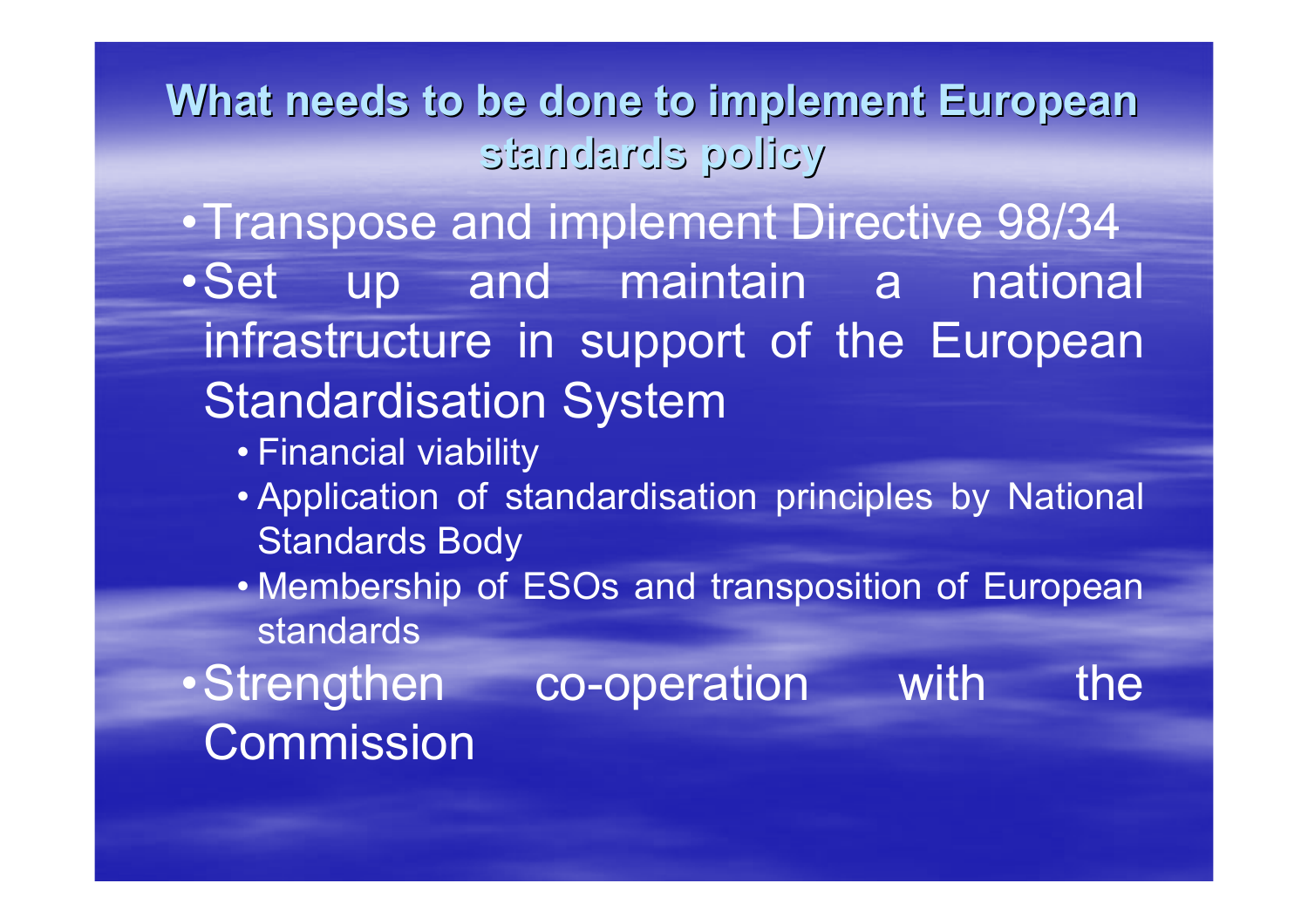## What needs to be done to implement European standards policy

- Transpose and implement Directive 98/34
- Set up and maintain a national infrastructure in support of the European Standardisation System
  - Financial viability
  - Application of standardisation principles by National Standards Body
  - Membership of ESOs and transposition of European standards
- Strengthen co-operation with the Commission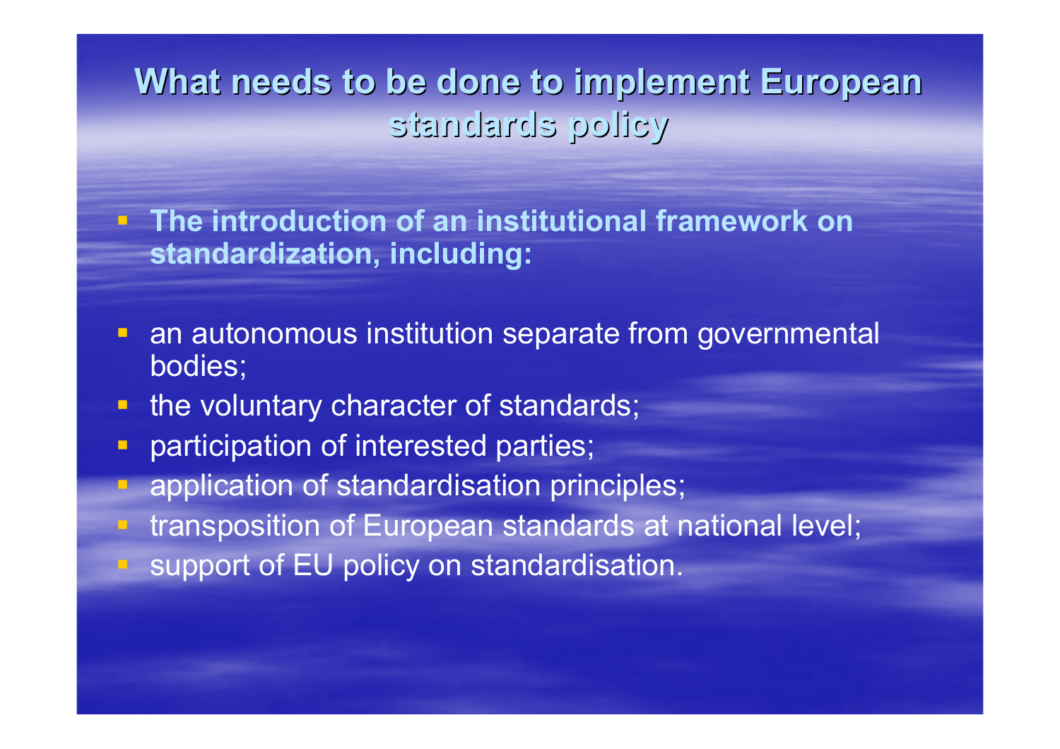# What needs to be done to implement European standards policy

- **The introduction of an institutional framework on standardization, including:**

- an autonomous institution separate from governmental bodies;
- the voluntary character of standards;
- participation of interested parties;
- application of standardisation principles;
- transposition of European standards at national level;
- support of EU policy on standardisation.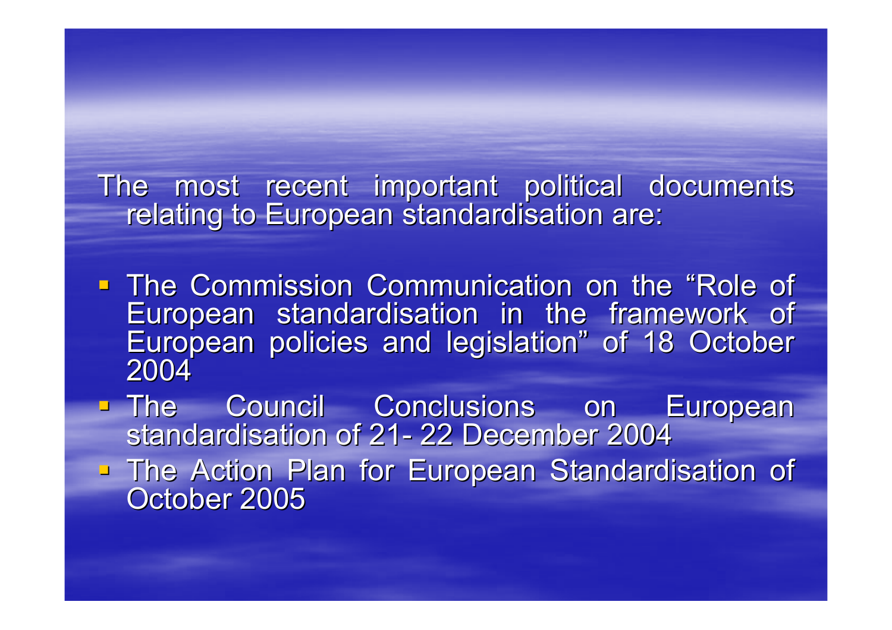The most recent important political documents relating to European standardisation are:

- The Commission Communication on the “Role of European standardisation in the framework of European policies and legislation” of 18 October 2004
- The Council Conclusions on European standardisation of 21- 22 December 2004
- The Action Plan for European Standardisation of October 2005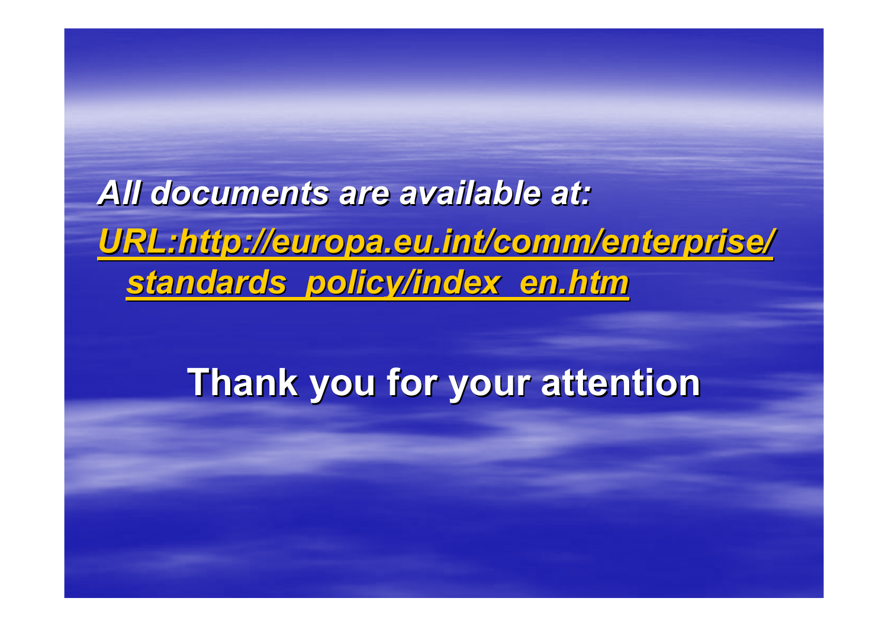***All documents are available at:***

***URL:http://europa.eu.int/comm/enterprise/standards_policy/index_en.htm***

**Thank you for your attention**